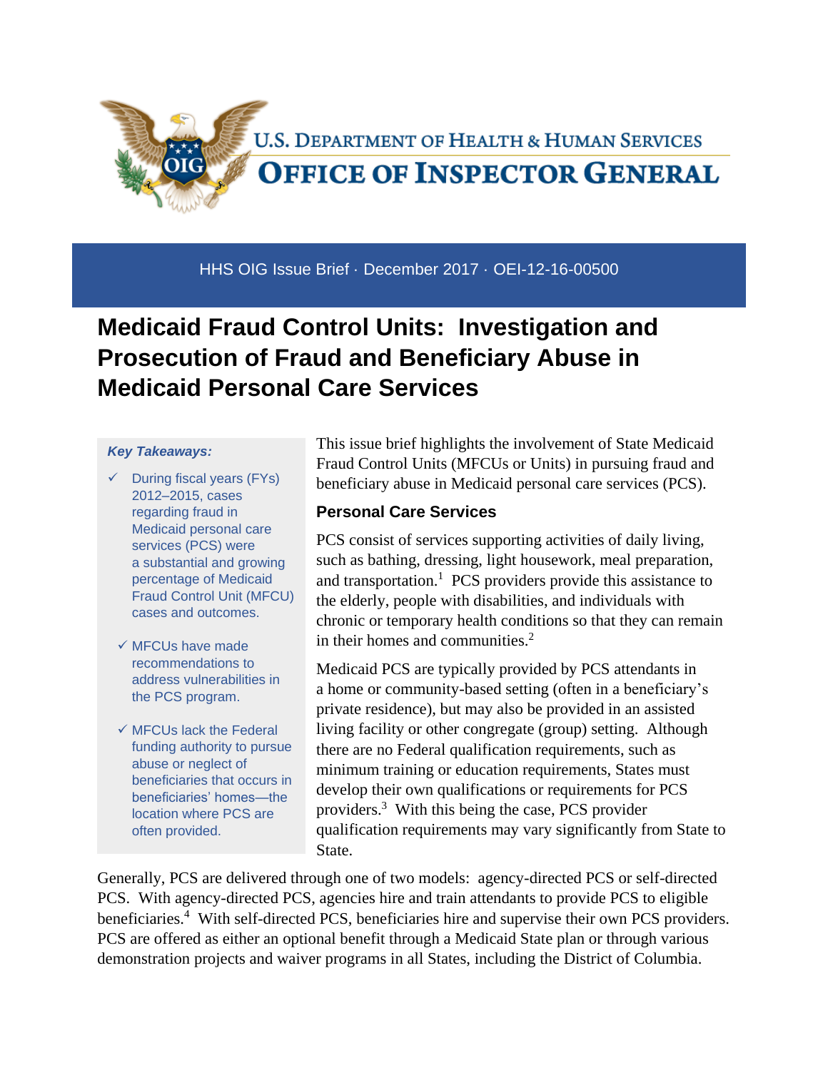U.S. DEPARTMENT OF HEALTH & HUMAN SERVICES

OFFICE OF INSPECTOR GENERAL

HHS OIG Issue Brief · December 2017 · OEI-12-16-00500

# Medicaid Fraud Control Units: Investigation and Prosecution of Fraud and Beneficiary Abuse in Medicaid Personal Care Services

***Key Takeaways:***

- ✓ During fiscal years (FYs) 2012–2015, cases regarding fraud in Medicaid personal care services (PCS) were a substantial and growing percentage of Medicaid Fraud Control Unit (MFCU) cases and outcomes.
- ✓ MFCUs have made recommendations to address vulnerabilities in the PCS program.
- ✓ MFCUs lack the Federal funding authority to pursue abuse or neglect of beneficiaries that occurs in beneficiaries' homes—the location where PCS are often provided.

This issue brief highlights the involvement of State Medicaid Fraud Control Units (MFCUs or Units) in pursuing fraud and beneficiary abuse in Medicaid personal care services (PCS).

## Personal Care Services

PCS consist of services supporting activities of daily living, such as bathing, dressing, light housework, meal preparation, and transportation.[1] PCS providers provide this assistance to the elderly, people with disabilities, and individuals with chronic or temporary health conditions so that they can remain in their homes and communities.[2]

Medicaid PCS are typically provided by PCS attendants in a home or community-based setting (often in a beneficiary's private residence), but may also be provided in an assisted living facility or other congregate (group) setting. Although there are no Federal qualification requirements, such as minimum training or education requirements, States must develop their own qualifications or requirements for PCS providers.[3] With this being the case, PCS provider qualification requirements may vary significantly from State to State.

Generally, PCS are delivered through one of two models: agency-directed PCS or self-directed PCS. With agency-directed PCS, agencies hire and train attendants to provide PCS to eligible beneficiaries.[4] With self-directed PCS, beneficiaries hire and supervise their own PCS providers. PCS are offered as either an optional benefit through a Medicaid State plan or through various demonstration projects and waiver programs in all States, including the District of Columbia.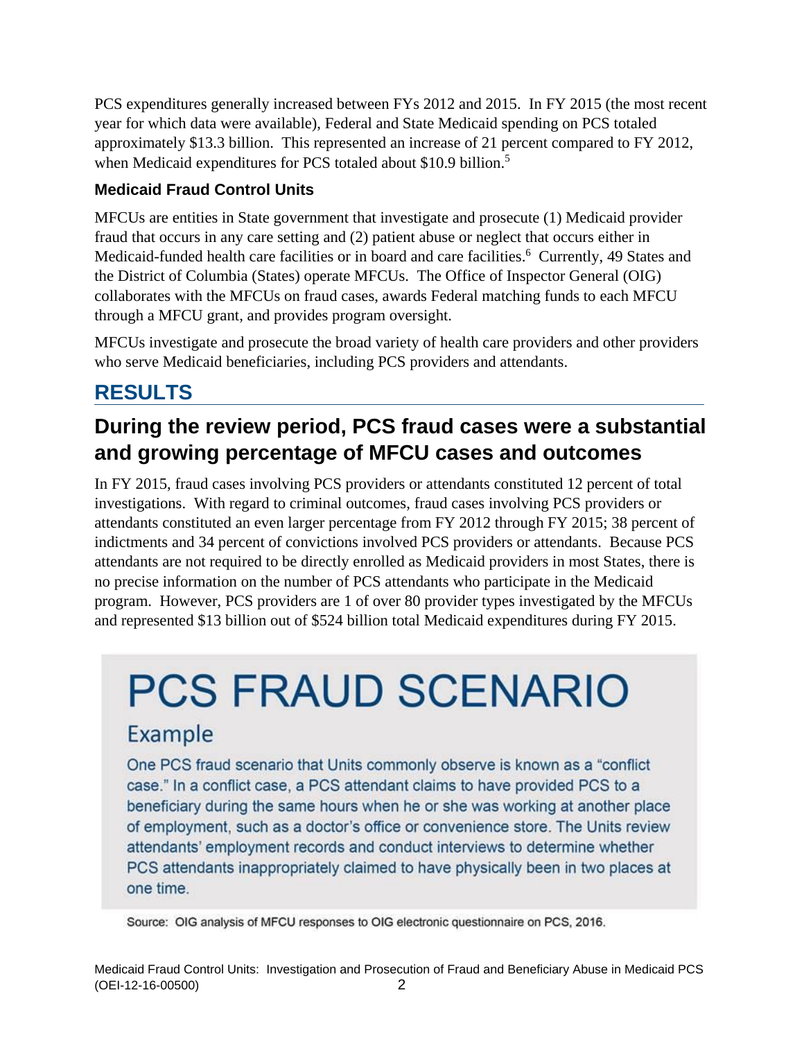PCS expenditures generally increased between FYs 2012 and 2015. In FY 2015 (the most recent year for which data were available), Federal and State Medicaid spending on PCS totaled approximately $13.3 billion. This represented an increase of 21 percent compared to FY 2012, when Medicaid expenditures for PCS totaled about $10.9 billion.[5]

### Medicaid Fraud Control Units

MFCUs are entities in State government that investigate and prosecute (1) Medicaid provider fraud that occurs in any care setting and (2) patient abuse or neglect that occurs either in Medicaid-funded health care facilities or in board and care facilities.[6] Currently, 49 States and the District of Columbia (States) operate MFCUs. The Office of Inspector General (OIG) collaborates with the MFCUs on fraud cases, awards Federal matching funds to each MFCU through a MFCU grant, and provides program oversight.

MFCUs investigate and prosecute the broad variety of health care providers and other providers who serve Medicaid beneficiaries, including PCS providers and attendants.

# RESULTS

## During the review period, PCS fraud cases were a substantial and growing percentage of MFCU cases and outcomes

In FY 2015, fraud cases involving PCS providers or attendants constituted 12 percent of total investigations. With regard to criminal outcomes, fraud cases involving PCS providers or attendants constituted an even larger percentage from FY 2012 through FY 2015; 38 percent of indictments and 34 percent of convictions involved PCS providers or attendants. Because PCS attendants are not required to be directly enrolled as Medicaid providers in most States, there is no precise information on the number of PCS attendants who participate in the Medicaid program. However, PCS providers are 1 of over 80 provider types investigated by the MFCUs and represented $13 billion out of $524 billion total Medicaid expenditures during FY 2015.

> **PCS FRAUD SCENARIO**
>
> **Example**
>
> One PCS fraud scenario that Units commonly observe is known as a "conflict case." In a conflict case, a PCS attendant claims to have provided PCS to a beneficiary during the same hours when he or she was working at another place of employment, such as a doctor's office or convenience store. The Units review attendants' employment records and conduct interviews to determine whether PCS attendants inappropriately claimed to have physically been in two places at one time.

Source: OIG analysis of MFCU responses to OIG electronic questionnaire on PCS, 2016.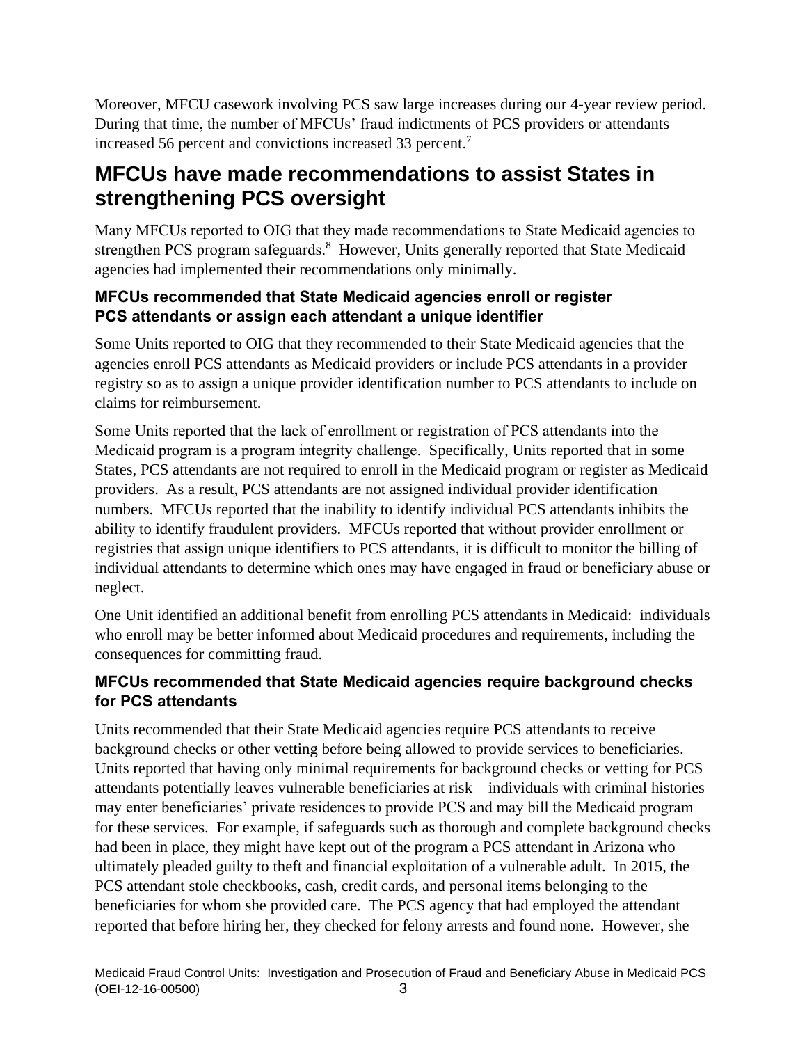Moreover, MFCU casework involving PCS saw large increases during our 4-year review period. During that time, the number of MFCUs' fraud indictments of PCS providers or attendants increased 56 percent and convictions increased 33 percent.[7]

## MFCUs have made recommendations to assist States in strengthening PCS oversight

Many MFCUs reported to OIG that they made recommendations to State Medicaid agencies to strengthen PCS program safeguards.[8] However, Units generally reported that State Medicaid agencies had implemented their recommendations only minimally.

### MFCUs recommended that State Medicaid agencies enroll or register PCS attendants or assign each attendant a unique identifier

Some Units reported to OIG that they recommended to their State Medicaid agencies that the agencies enroll PCS attendants as Medicaid providers or include PCS attendants in a provider registry so as to assign a unique provider identification number to PCS attendants to include on claims for reimbursement.

Some Units reported that the lack of enrollment or registration of PCS attendants into the Medicaid program is a program integrity challenge. Specifically, Units reported that in some States, PCS attendants are not required to enroll in the Medicaid program or register as Medicaid providers. As a result, PCS attendants are not assigned individual provider identification numbers. MFCUs reported that the inability to identify individual PCS attendants inhibits the ability to identify fraudulent providers. MFCUs reported that without provider enrollment or registries that assign unique identifiers to PCS attendants, it is difficult to monitor the billing of individual attendants to determine which ones may have engaged in fraud or beneficiary abuse or neglect.

One Unit identified an additional benefit from enrolling PCS attendants in Medicaid: individuals who enroll may be better informed about Medicaid procedures and requirements, including the consequences for committing fraud.

### MFCUs recommended that State Medicaid agencies require background checks for PCS attendants

Units recommended that their State Medicaid agencies require PCS attendants to receive background checks or other vetting before being allowed to provide services to beneficiaries. Units reported that having only minimal requirements for background checks or vetting for PCS attendants potentially leaves vulnerable beneficiaries at risk—individuals with criminal histories may enter beneficiaries' private residences to provide PCS and may bill the Medicaid program for these services. For example, if safeguards such as thorough and complete background checks had been in place, they might have kept out of the program a PCS attendant in Arizona who ultimately pleaded guilty to theft and financial exploitation of a vulnerable adult. In 2015, the PCS attendant stole checkbooks, cash, credit cards, and personal items belonging to the beneficiaries for whom she provided care. The PCS agency that had employed the attendant reported that before hiring her, they checked for felony arrests and found none. However, she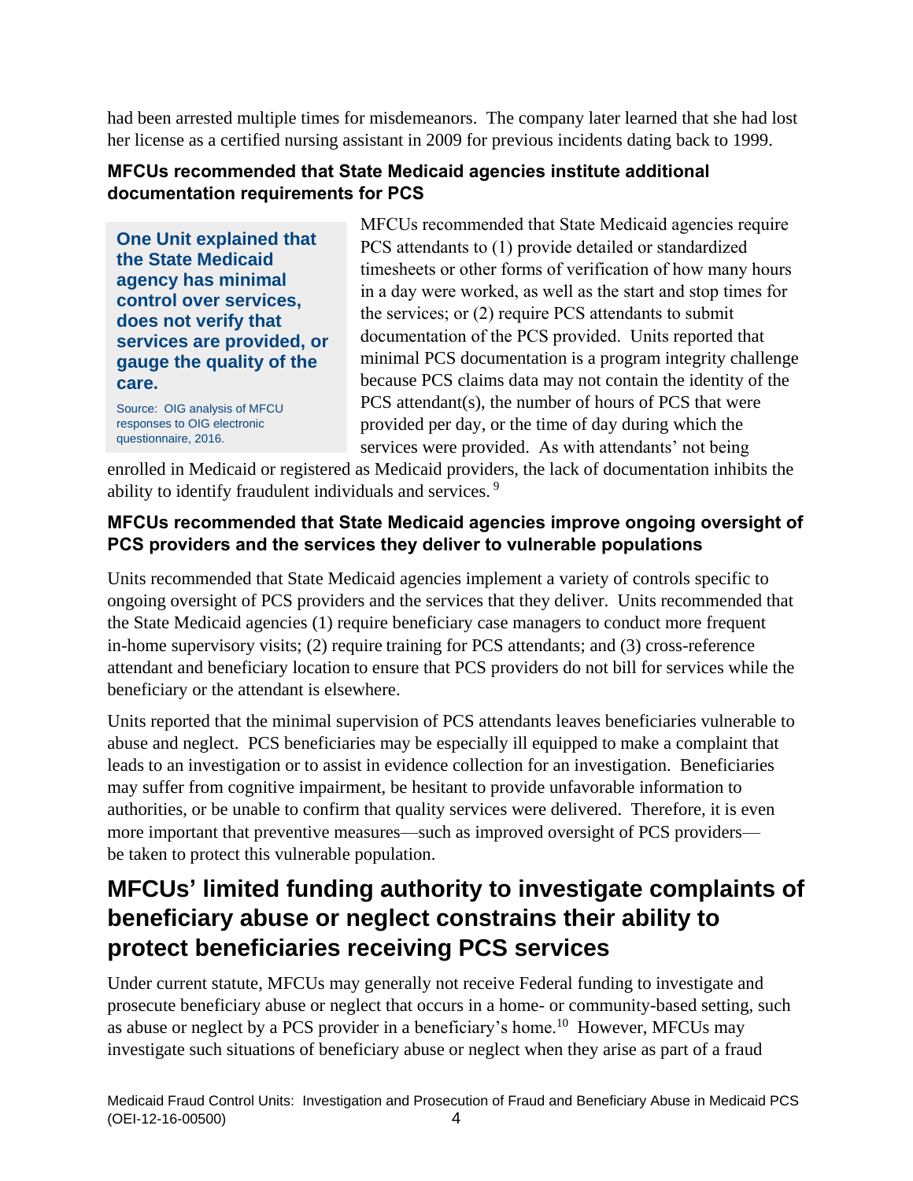had been arrested multiple times for misdemeanors. The company later learned that she had lost her license as a certified nursing assistant in 2009 for previous incidents dating back to 1999.

### MFCUs recommended that State Medicaid agencies institute additional documentation requirements for PCS

> **One Unit explained that the State Medicaid agency has minimal control over services, does not verify that services are provided, or gauge the quality of the care.**
>
> Source: OIG analysis of MFCU responses to OIG electronic questionnaire, 2016.

MFCUs recommended that State Medicaid agencies require PCS attendants to (1) provide detailed or standardized timesheets or other forms of verification of how many hours in a day were worked, as well as the start and stop times for the services; or (2) require PCS attendants to submit documentation of the PCS provided. Units reported that minimal PCS documentation is a program integrity challenge because PCS claims data may not contain the identity of the PCS attendant(s), the number of hours of PCS that were provided per day, or the time of day during which the services were provided. As with attendants' not being enrolled in Medicaid or registered as Medicaid providers, the lack of documentation inhibits the ability to identify fraudulent individuals and services. [9]

### MFCUs recommended that State Medicaid agencies improve ongoing oversight of PCS providers and the services they deliver to vulnerable populations

Units recommended that State Medicaid agencies implement a variety of controls specific to ongoing oversight of PCS providers and the services that they deliver. Units recommended that the State Medicaid agencies (1) require beneficiary case managers to conduct more frequent in-home supervisory visits; (2) require training for PCS attendants; and (3) cross-reference attendant and beneficiary location to ensure that PCS providers do not bill for services while the beneficiary or the attendant is elsewhere.

Units reported that the minimal supervision of PCS attendants leaves beneficiaries vulnerable to abuse and neglect. PCS beneficiaries may be especially ill equipped to make a complaint that leads to an investigation or to assist in evidence collection for an investigation. Beneficiaries may suffer from cognitive impairment, be hesitant to provide unfavorable information to authorities, or be unable to confirm that quality services were delivered. Therefore, it is even more important that preventive measures—such as improved oversight of PCS providers—be taken to protect this vulnerable population.

## MFCUs' limited funding authority to investigate complaints of beneficiary abuse or neglect constrains their ability to protect beneficiaries receiving PCS services

Under current statute, MFCUs may generally not receive Federal funding to investigate and prosecute beneficiary abuse or neglect that occurs in a home- or community-based setting, such as abuse or neglect by a PCS provider in a beneficiary's home.[10] However, MFCUs may investigate such situations of beneficiary abuse or neglect when they arise as part of a fraud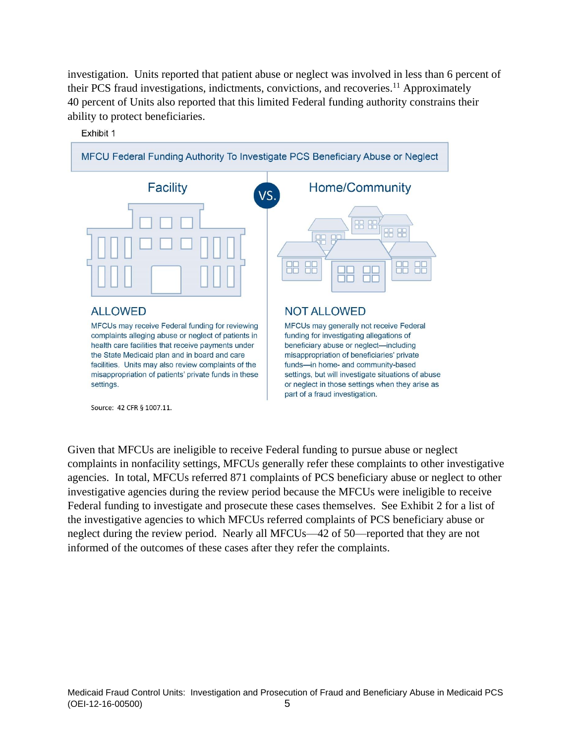investigation. Units reported that patient abuse or neglect was involved in less than 6 percent of their PCS fraud investigations, indictments, convictions, and recoveries.[11] Approximately 40 percent of Units also reported that this limited Federal funding authority constrains their ability to protect beneficiaries.

Exhibit 1

**MFCU Federal Funding Authority To Investigate PCS Beneficiary Abuse or Neglect**

| Facility | Home/Community |
|---|---|
| **ALLOWED** | **NOT ALLOWED** |
| MFCUs may receive Federal funding for reviewing complaints alleging abuse or neglect of patients in health care facilities that receive payments under the State Medicaid plan and in board and care facilities. Units may also review complaints of the misappropriation of patients' private funds in these settings. | MFCUs may generally not receive Federal funding for investigating allegations of beneficiary abuse or neglect—including misappropriation of beneficiaries' private funds—in home- and community-based settings, but will investigate situations of abuse or neglect in those settings when they arise as part of a fraud investigation. |

Source: 42 CFR § 1007.11.

Given that MFCUs are ineligible to receive Federal funding to pursue abuse or neglect complaints in nonfacility settings, MFCUs generally refer these complaints to other investigative agencies. In total, MFCUs referred 871 complaints of PCS beneficiary abuse or neglect to other investigative agencies during the review period because the MFCUs were ineligible to receive Federal funding to investigate and prosecute these cases themselves. See Exhibit 2 for a list of the investigative agencies to which MFCUs referred complaints of PCS beneficiary abuse or neglect during the review period. Nearly all MFCUs—42 of 50—reported that they are not informed of the outcomes of these cases after they refer the complaints.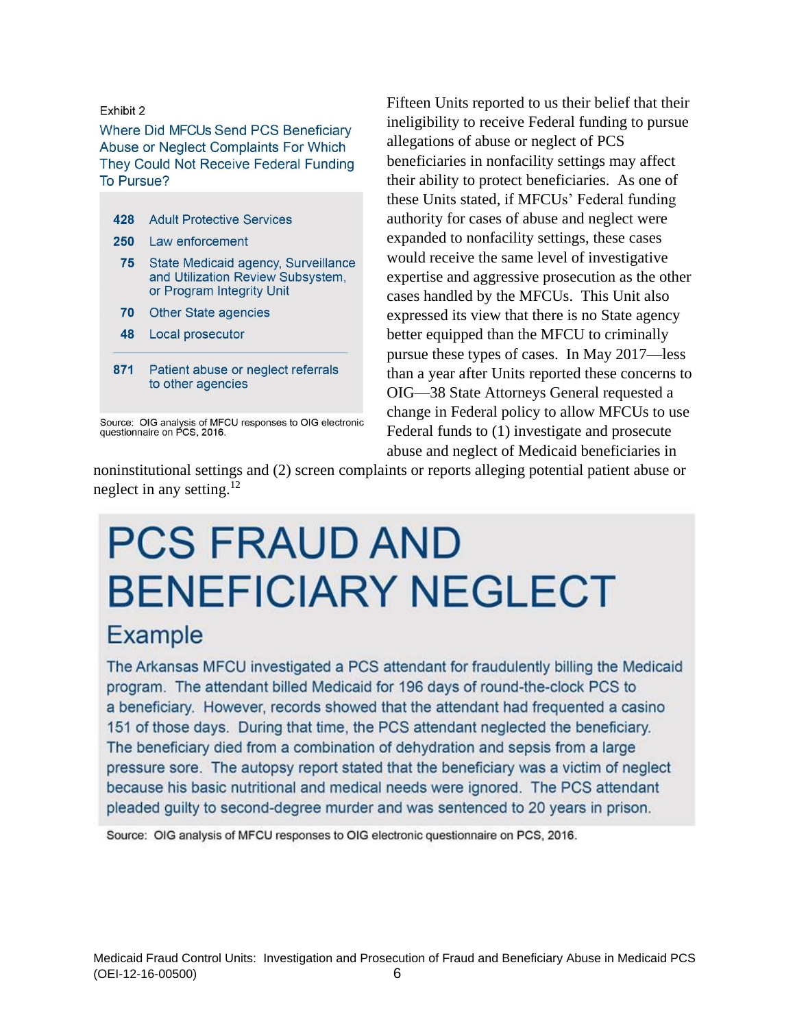Exhibit 2

Where Did MFCUs Send PCS Beneficiary Abuse or Neglect Complaints For Which They Could Not Receive Federal Funding To Pursue?

| | |
|---|---|
| 428 | Adult Protective Services |
| 250 | Law enforcement |
| 75 | State Medicaid agency, Surveillance and Utilization Review Subsystem, or Program Integrity Unit |
| 70 | Other State agencies |
| 48 | Local prosecutor |
| 871 | Patient abuse or neglect referrals to other agencies |

Source: OIG analysis of MFCU responses to OIG electronic questionnaire on PCS, 2016.

Fifteen Units reported to us their belief that their ineligibility to receive Federal funding to pursue allegations of abuse or neglect of PCS beneficiaries in nonfacility settings may affect their ability to protect beneficiaries. As one of these Units stated, if MFCUs' Federal funding authority for cases of abuse and neglect were expanded to nonfacility settings, these cases would receive the same level of investigative expertise and aggressive prosecution as the other cases handled by the MFCUs. This Unit also expressed its view that there is no State agency better equipped than the MFCU to criminally pursue these types of cases. In May 2017—less than a year after Units reported these concerns to OIG—38 State Attorneys General requested a change in Federal policy to allow MFCUs to use Federal funds to (1) investigate and prosecute abuse and neglect of Medicaid beneficiaries in noninstitutional settings and (2) screen complaints or reports alleging potential patient abuse or neglect in any setting.[12]

# PCS FRAUD AND BENEFICIARY NEGLECT

## Example

The Arkansas MFCU investigated a PCS attendant for fraudulently billing the Medicaid program. The attendant billed Medicaid for 196 days of round-the-clock PCS to a beneficiary. However, records showed that the attendant had frequented a casino 151 of those days. During that time, the PCS attendant neglected the beneficiary. The beneficiary died from a combination of dehydration and sepsis from a large pressure sore. The autopsy report stated that the beneficiary was a victim of neglect because his basic nutritional and medical needs were ignored. The PCS attendant pleaded guilty to second-degree murder and was sentenced to 20 years in prison.

Source: OIG analysis of MFCU responses to OIG electronic questionnaire on PCS, 2016.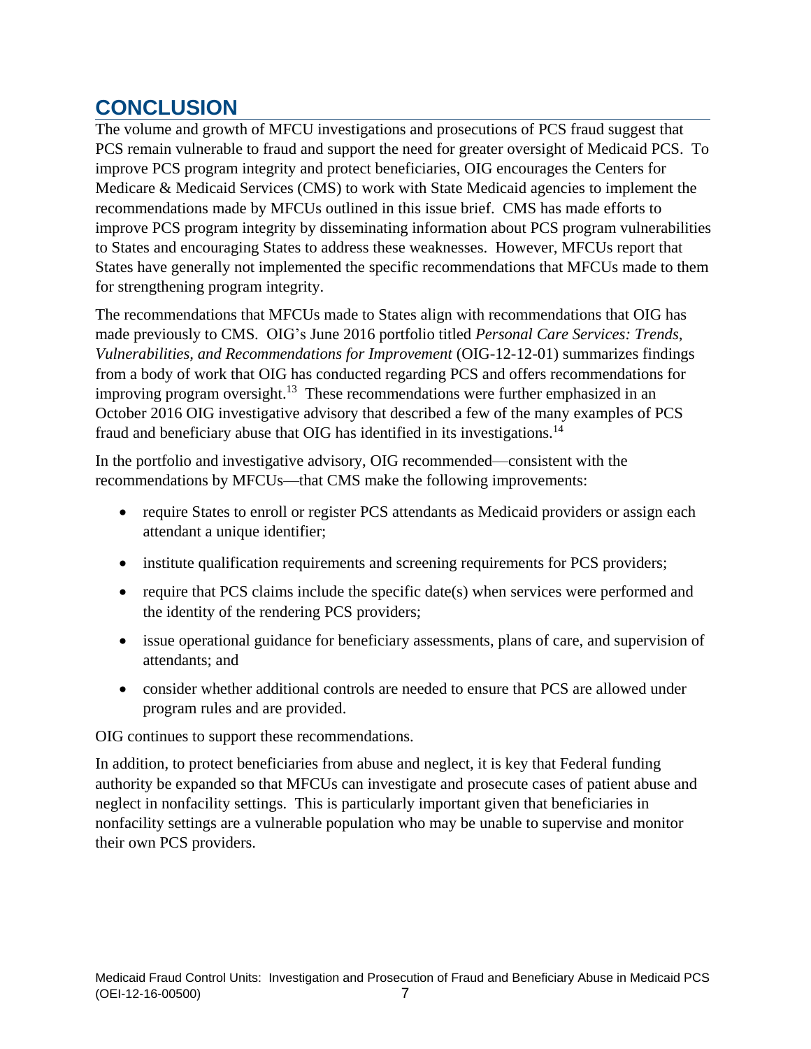# CONCLUSION

The volume and growth of MFCU investigations and prosecutions of PCS fraud suggest that PCS remain vulnerable to fraud and support the need for greater oversight of Medicaid PCS. To improve PCS program integrity and protect beneficiaries, OIG encourages the Centers for Medicare & Medicaid Services (CMS) to work with State Medicaid agencies to implement the recommendations made by MFCUs outlined in this issue brief. CMS has made efforts to improve PCS program integrity by disseminating information about PCS program vulnerabilities to States and encouraging States to address these weaknesses. However, MFCUs report that States have generally not implemented the specific recommendations that MFCUs made to them for strengthening program integrity.

The recommendations that MFCUs made to States align with recommendations that OIG has made previously to CMS. OIG's June 2016 portfolio titled *Personal Care Services: Trends, Vulnerabilities, and Recommendations for Improvement* (OIG-12-12-01) summarizes findings from a body of work that OIG has conducted regarding PCS and offers recommendations for improving program oversight.[13] These recommendations were further emphasized in an October 2016 OIG investigative advisory that described a few of the many examples of PCS fraud and beneficiary abuse that OIG has identified in its investigations.[14]

In the portfolio and investigative advisory, OIG recommended—consistent with the recommendations by MFCUs—that CMS make the following improvements:

- require States to enroll or register PCS attendants as Medicaid providers or assign each attendant a unique identifier;
- institute qualification requirements and screening requirements for PCS providers;
- require that PCS claims include the specific date(s) when services were performed and the identity of the rendering PCS providers;
- issue operational guidance for beneficiary assessments, plans of care, and supervision of attendants; and
- consider whether additional controls are needed to ensure that PCS are allowed under program rules and are provided.

OIG continues to support these recommendations.

In addition, to protect beneficiaries from abuse and neglect, it is key that Federal funding authority be expanded so that MFCUs can investigate and prosecute cases of patient abuse and neglect in nonfacility settings. This is particularly important given that beneficiaries in nonfacility settings are a vulnerable population who may be unable to supervise and monitor their own PCS providers.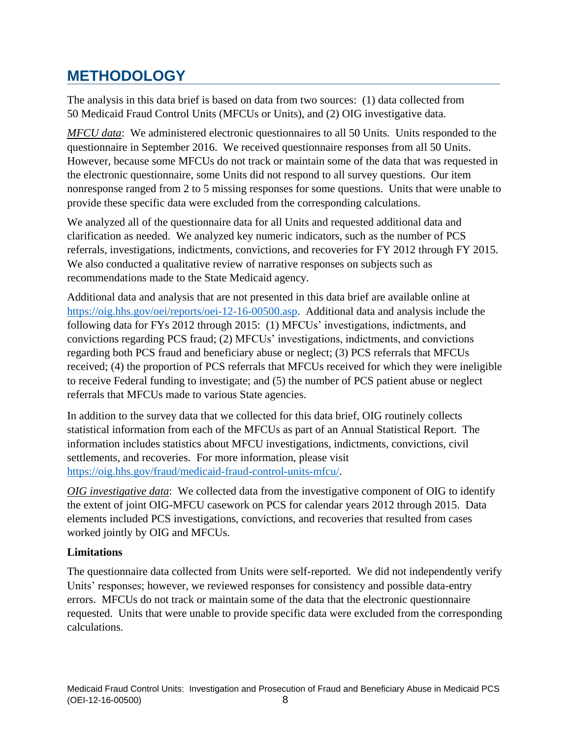# METHODOLOGY

The analysis in this data brief is based on data from two sources: (1) data collected from 50 Medicaid Fraud Control Units (MFCUs or Units), and (2) OIG investigative data.

*MFCU data*: We administered electronic questionnaires to all 50 Units. Units responded to the questionnaire in September 2016. We received questionnaire responses from all 50 Units. However, because some MFCUs do not track or maintain some of the data that was requested in the electronic questionnaire, some Units did not respond to all survey questions. Our item nonresponse ranged from 2 to 5 missing responses for some questions. Units that were unable to provide these specific data were excluded from the corresponding calculations.

We analyzed all of the questionnaire data for all Units and requested additional data and clarification as needed. We analyzed key numeric indicators, such as the number of PCS referrals, investigations, indictments, convictions, and recoveries for FY 2012 through FY 2015. We also conducted a qualitative review of narrative responses on subjects such as recommendations made to the State Medicaid agency.

Additional data and analysis that are not presented in this data brief are available online at https://oig.hhs.gov/oei/reports/oei-12-16-00500.asp. Additional data and analysis include the following data for FYs 2012 through 2015: (1) MFCUs' investigations, indictments, and convictions regarding PCS fraud; (2) MFCUs' investigations, indictments, and convictions regarding both PCS fraud and beneficiary abuse or neglect; (3) PCS referrals that MFCUs received; (4) the proportion of PCS referrals that MFCUs received for which they were ineligible to receive Federal funding to investigate; and (5) the number of PCS patient abuse or neglect referrals that MFCUs made to various State agencies.

In addition to the survey data that we collected for this data brief, OIG routinely collects statistical information from each of the MFCUs as part of an Annual Statistical Report. The information includes statistics about MFCU investigations, indictments, convictions, civil settlements, and recoveries. For more information, please visit https://oig.hhs.gov/fraud/medicaid-fraud-control-units-mfcu/.

*OIG investigative data*: We collected data from the investigative component of OIG to identify the extent of joint OIG-MFCU casework on PCS for calendar years 2012 through 2015. Data elements included PCS investigations, convictions, and recoveries that resulted from cases worked jointly by OIG and MFCUs.

### Limitations

The questionnaire data collected from Units were self-reported. We did not independently verify Units' responses; however, we reviewed responses for consistency and possible data-entry errors. MFCUs do not track or maintain some of the data that the electronic questionnaire requested. Units that were unable to provide specific data were excluded from the corresponding calculations.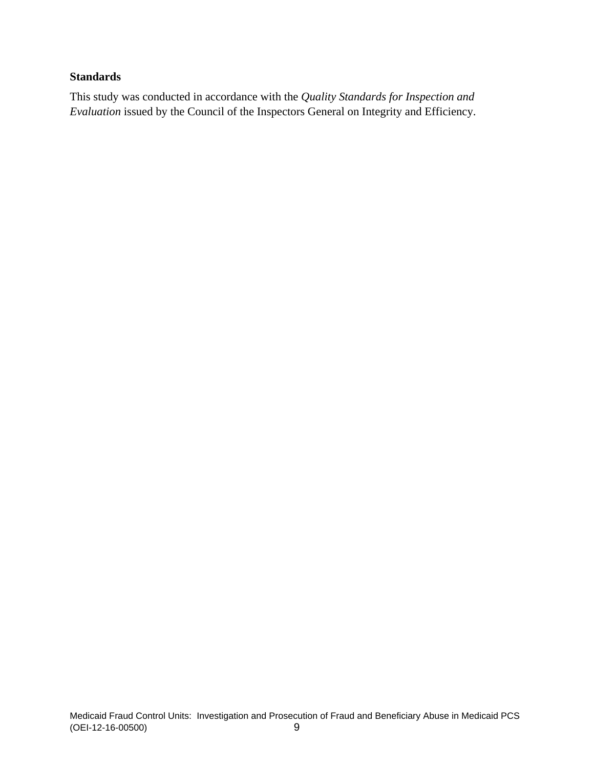**Standards**

This study was conducted in accordance with the *Quality Standards for Inspection and Evaluation* issued by the Council of the Inspectors General on Integrity and Efficiency.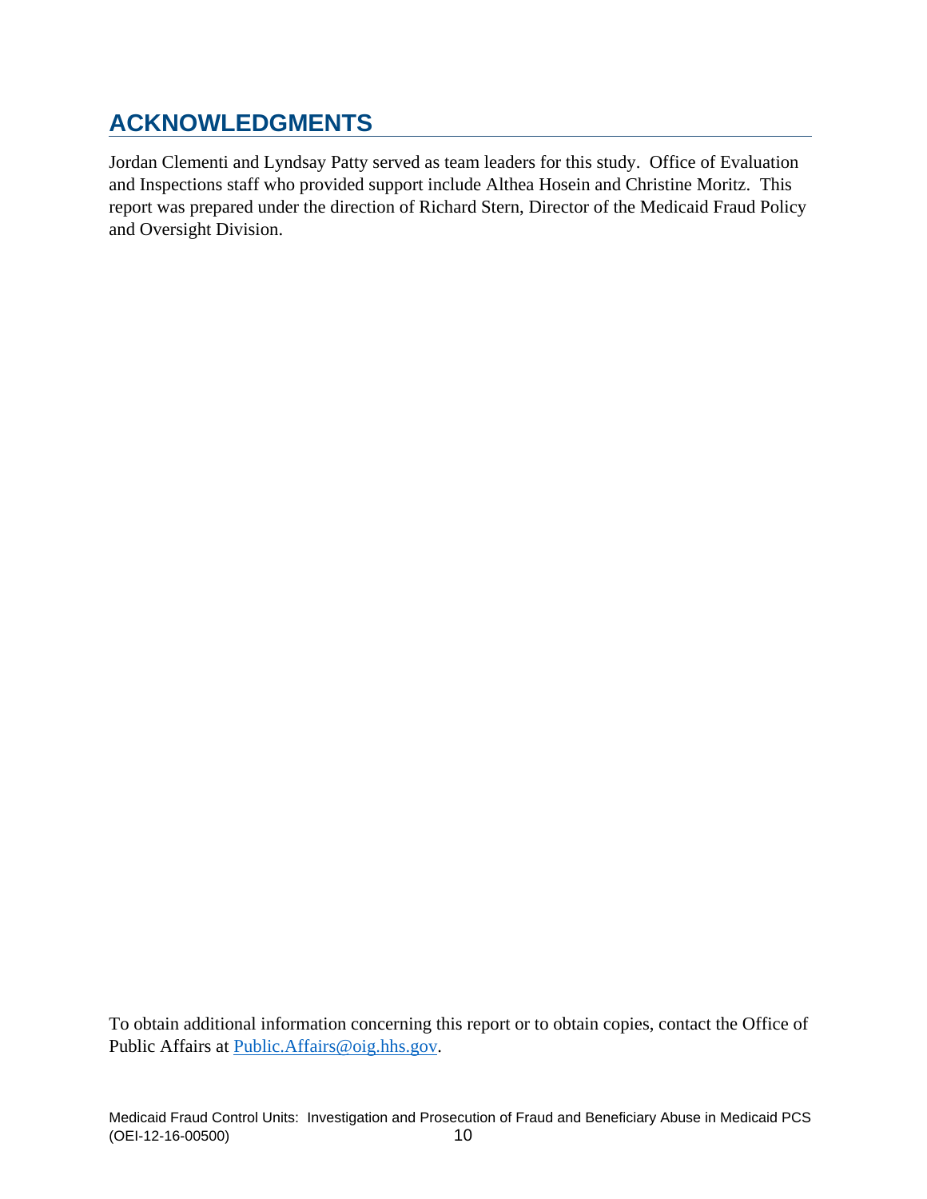# ACKNOWLEDGMENTS

Jordan Clementi and Lyndsay Patty served as team leaders for this study. Office of Evaluation and Inspections staff who provided support include Althea Hosein and Christine Moritz. This report was prepared under the direction of Richard Stern, Director of the Medicaid Fraud Policy and Oversight Division.

To obtain additional information concerning this report or to obtain copies, contact the Office of Public Affairs at Public.Affairs@oig.hhs.gov.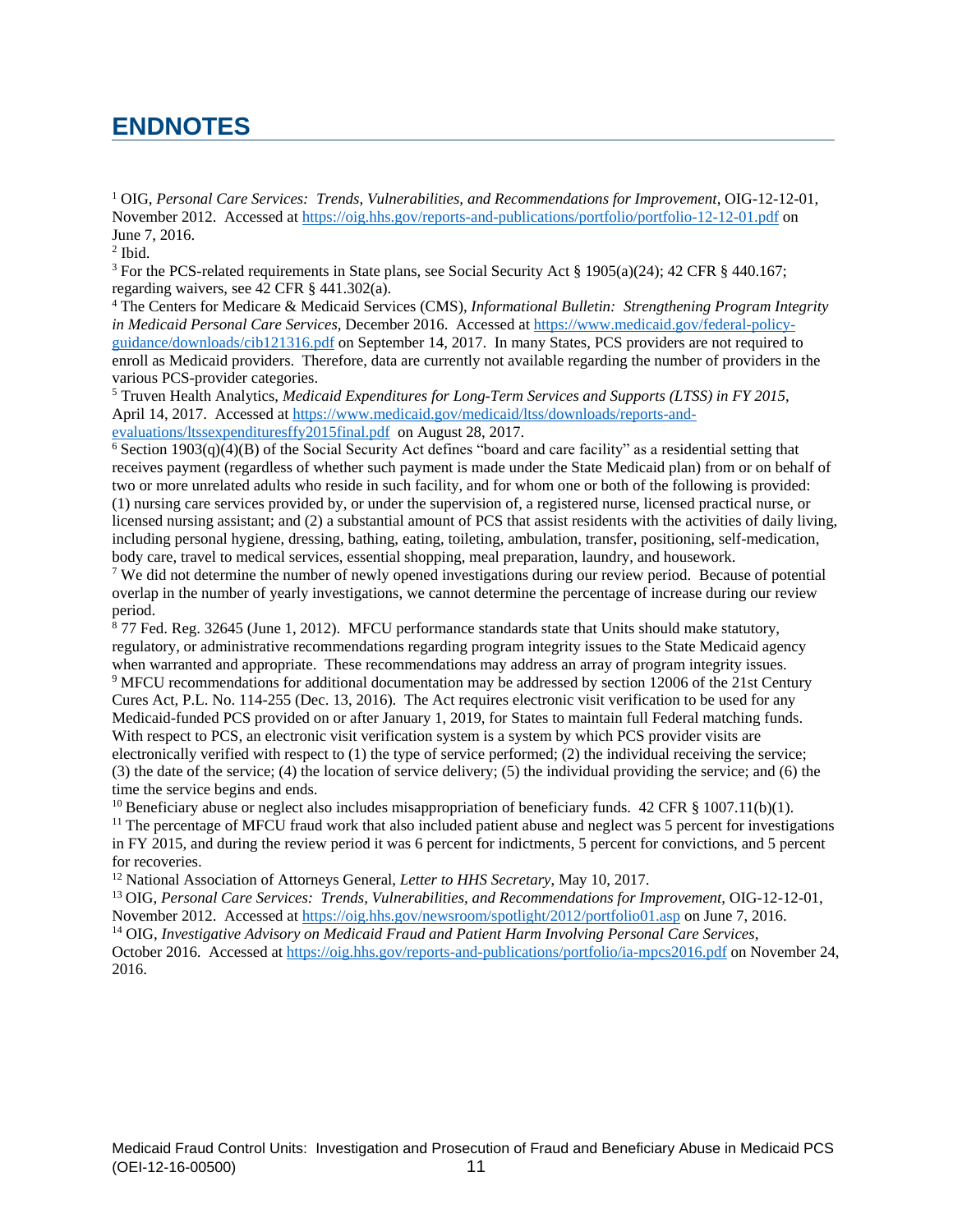# ENDNOTES

[1] OIG, *Personal Care Services: Trends, Vulnerabilities, and Recommendations for Improvement*, OIG-12-12-01, November 2012. Accessed at https://oig.hhs.gov/reports-and-publications/portfolio/portfolio-12-12-01.pdf on June 7, 2016.

[2] Ibid.

[3] For the PCS-related requirements in State plans, see Social Security Act § 1905(a)(24); 42 CFR § 440.167; regarding waivers, see 42 CFR § 441.302(a).

[4] The Centers for Medicare & Medicaid Services (CMS), *Informational Bulletin: Strengthening Program Integrity in Medicaid Personal Care Services,* December 2016. Accessed at https://www.medicaid.gov/federal-policy-guidance/downloads/cib121316.pdf on September 14, 2017. In many States, PCS providers are not required to enroll as Medicaid providers. Therefore, data are currently not available regarding the number of providers in the various PCS-provider categories.

[5] Truven Health Analytics, *Medicaid Expenditures for Long-Term Services and Supports (LTSS) in FY 2015*, April 14, 2017. Accessed at https://www.medicaid.gov/medicaid/ltss/downloads/reports-and-evaluations/ltssexpendituresffy2015final.pdf on August 28, 2017.

[6] Section 1903(q)(4)(B) of the Social Security Act defines "board and care facility" as a residential setting that receives payment (regardless of whether such payment is made under the State Medicaid plan) from or on behalf of two or more unrelated adults who reside in such facility, and for whom one or both of the following is provided: (1) nursing care services provided by, or under the supervision of, a registered nurse, licensed practical nurse, or licensed nursing assistant; and (2) a substantial amount of PCS that assist residents with the activities of daily living, including personal hygiene, dressing, bathing, eating, toileting, ambulation, transfer, positioning, self-medication, body care, travel to medical services, essential shopping, meal preparation, laundry, and housework.

[7] We did not determine the number of newly opened investigations during our review period. Because of potential overlap in the number of yearly investigations, we cannot determine the percentage of increase during our review period.

[8] 77 Fed. Reg. 32645 (June 1, 2012). MFCU performance standards state that Units should make statutory, regulatory, or administrative recommendations regarding program integrity issues to the State Medicaid agency when warranted and appropriate. These recommendations may address an array of program integrity issues.

[9] MFCU recommendations for additional documentation may be addressed by section 12006 of the 21st Century Cures Act, P.L. No. 114-255 (Dec. 13, 2016). The Act requires electronic visit verification to be used for any Medicaid-funded PCS provided on or after January 1, 2019, for States to maintain full Federal matching funds. With respect to PCS, an electronic visit verification system is a system by which PCS provider visits are electronically verified with respect to (1) the type of service performed; (2) the individual receiving the service; (3) the date of the service; (4) the location of service delivery; (5) the individual providing the service; and (6) the time the service begins and ends.

[10] Beneficiary abuse or neglect also includes misappropriation of beneficiary funds. 42 CFR § 1007.11(b)(1).

[11] The percentage of MFCU fraud work that also included patient abuse and neglect was 5 percent for investigations in FY 2015, and during the review period it was 6 percent for indictments, 5 percent for convictions, and 5 percent for recoveries.

[12] National Association of Attorneys General, *Letter to HHS Secretary*, May 10, 2017.

[13] OIG, *Personal Care Services: Trends, Vulnerabilities, and Recommendations for Improvement*, OIG-12-12-01, November 2012. Accessed at https://oig.hhs.gov/newsroom/spotlight/2012/portfolio01.asp on June 7, 2016.

[14] OIG, *Investigative Advisory on Medicaid Fraud and Patient Harm Involving Personal Care Services,* October 2016. Accessed at https://oig.hhs.gov/reports-and-publications/portfolio/ia-mpcs2016.pdf on November 24, 2016.